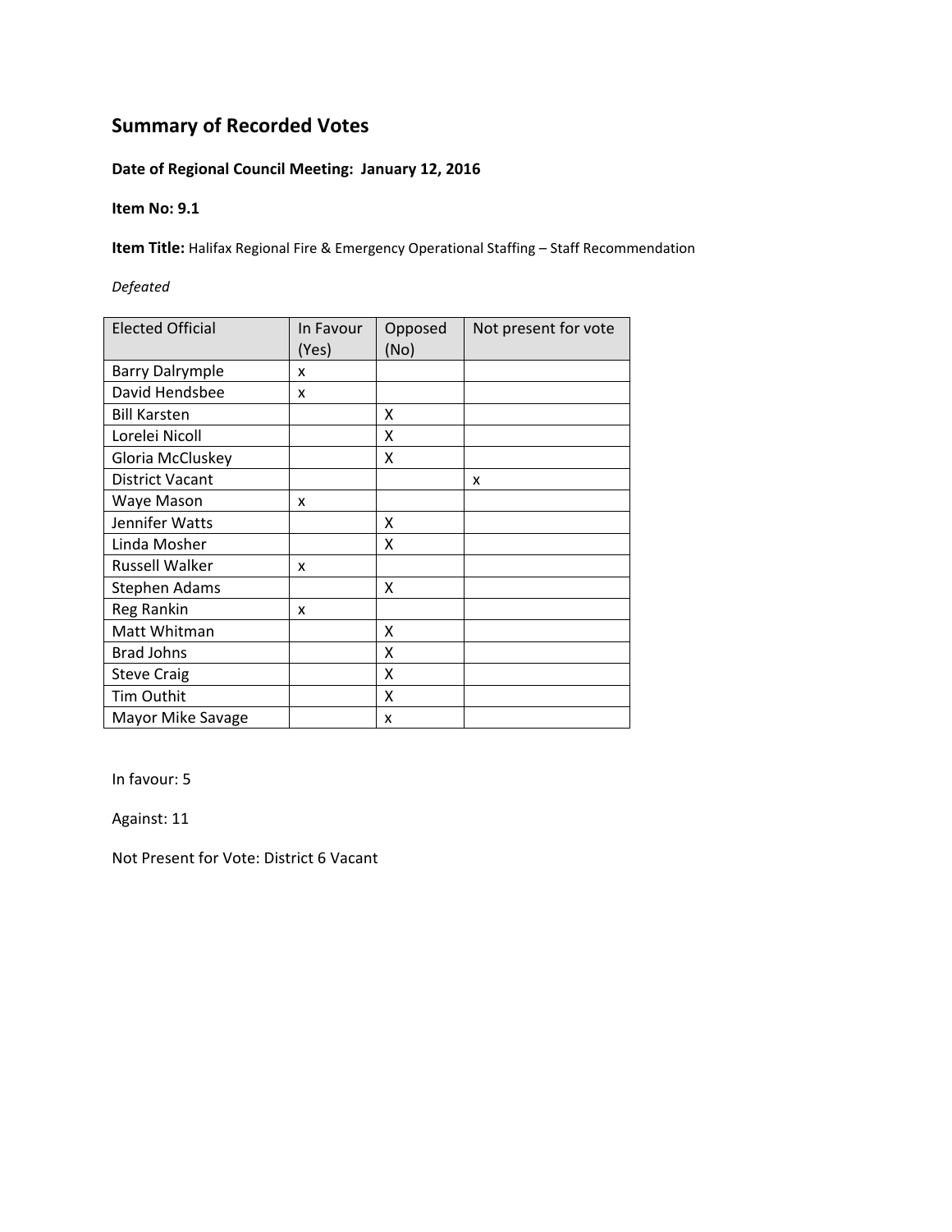# Summary of Recorded Votes

**Date of Regional Council Meeting: January 12, 2016**

**Item No: 9.1**

**Item Title:** Halifax Regional Fire & Emergency Operational Staffing – Staff Recommendation

*Defeated*

| Elected Official | In Favour (Yes) | Opposed (No) | Not present for vote |
|---|---|---|---|
| Barry Dalrymple | x | | |
| David Hendsbee | x | | |
| Bill Karsten | | X | |
| Lorelei Nicoll | | X | |
| Gloria McCluskey | | X | |
| District Vacant | | | x |
| Waye Mason | x | | |
| Jennifer Watts | | X | |
| Linda Mosher | | X | |
| Russell Walker | x | | |
| Stephen Adams | | X | |
| Reg Rankin | x | | |
| Matt Whitman | | X | |
| Brad Johns | | X | |
| Steve Craig | | X | |
| Tim Outhit | | X | |
| Mayor Mike Savage | | x | |

In favour: 5

Against: 11

Not Present for Vote: District 6 Vacant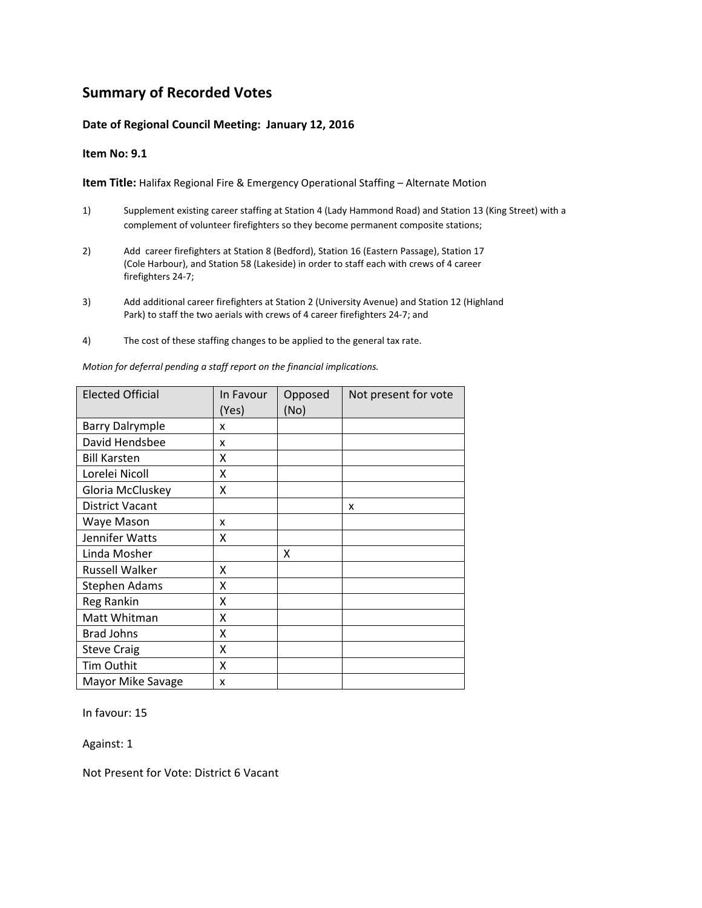# Summary of Recorded Votes

**Date of Regional Council Meeting: January 12, 2016**

**Item No: 9.1**

**Item Title:** Halifax Regional Fire & Emergency Operational Staffing – Alternate Motion

1) Supplement existing career staffing at Station 4 (Lady Hammond Road) and Station 13 (King Street) with a complement of volunteer firefighters so they become permanent composite stations;

2) Add career firefighters at Station 8 (Bedford), Station 16 (Eastern Passage), Station 17 (Cole Harbour), and Station 58 (Lakeside) in order to staff each with crews of 4 career firefighters 24-7;

3) Add additional career firefighters at Station 2 (University Avenue) and Station 12 (Highland Park) to staff the two aerials with crews of 4 career firefighters 24-7; and

4) The cost of these staffing changes to be applied to the general tax rate.

*Motion for deferral pending a staff report on the financial implications.*

| Elected Official | In Favour (Yes) | Opposed (No) | Not present for vote |
|---|---|---|---|
| Barry Dalrymple | x | | |
| David Hendsbee | x | | |
| Bill Karsten | X | | |
| Lorelei Nicoll | X | | |
| Gloria McCluskey | X | | |
| District Vacant | | | x |
| Waye Mason | x | | |
| Jennifer Watts | X | | |
| Linda Mosher | | X | |
| Russell Walker | X | | |
| Stephen Adams | X | | |
| Reg Rankin | X | | |
| Matt Whitman | X | | |
| Brad Johns | X | | |
| Steve Craig | X | | |
| Tim Outhit | X | | |
| Mayor Mike Savage | x | | |

In favour: 15

Against: 1

Not Present for Vote: District 6 Vacant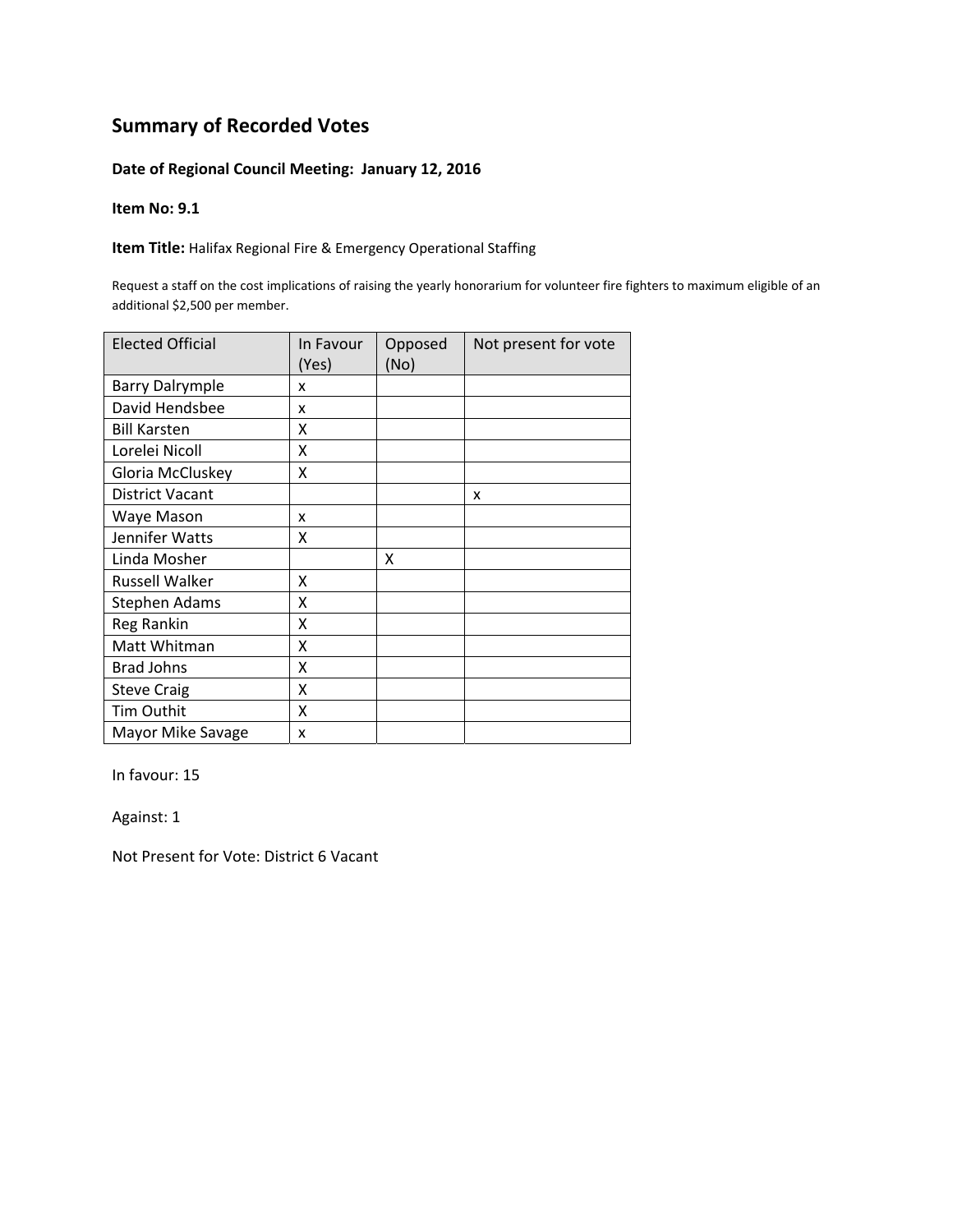# Summary of Recorded Votes

**Date of Regional Council Meeting: January 12, 2016**

**Item No: 9.1**

**Item Title:** Halifax Regional Fire & Emergency Operational Staffing

Request a staff on the cost implications of raising the yearly honorarium for volunteer fire fighters to maximum eligible of an additional $2,500 per member.

| Elected Official | In Favour (Yes) | Opposed (No) | Not present for vote |
|---|---|---|---|
| Barry Dalrymple | x | | |
| David Hendsbee | x | | |
| Bill Karsten | X | | |
| Lorelei Nicoll | X | | |
| Gloria McCluskey | X | | |
| District Vacant | | | x |
| Waye Mason | x | | |
| Jennifer Watts | X | | |
| Linda Mosher | | X | |
| Russell Walker | X | | |
| Stephen Adams | X | | |
| Reg Rankin | X | | |
| Matt Whitman | X | | |
| Brad Johns | X | | |
| Steve Craig | X | | |
| Tim Outhit | X | | |
| Mayor Mike Savage | x | | |

In favour: 15

Against: 1

Not Present for Vote: District 6 Vacant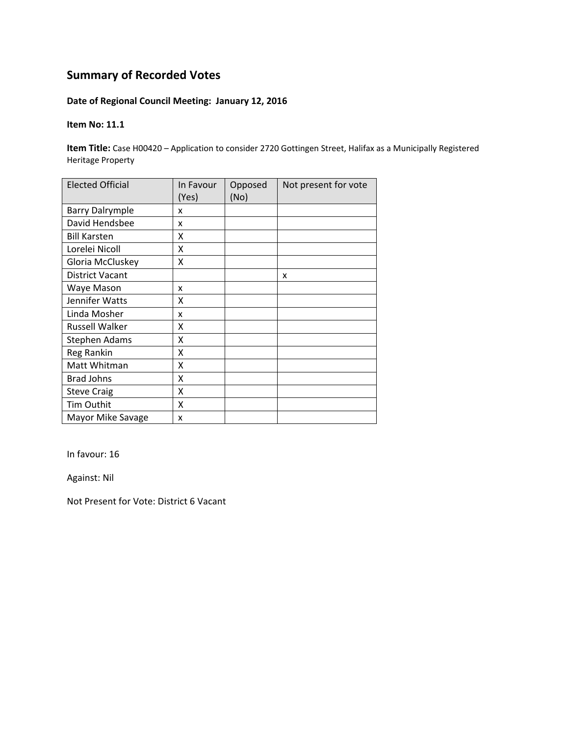## Summary of Recorded Votes

**Date of Regional Council Meeting: January 12, 2016**

**Item No: 11.1**

**Item Title:** Case H00420 – Application to consider 2720 Gottingen Street, Halifax as a Municipally Registered Heritage Property

| Elected Official | In Favour (Yes) | Opposed (No) | Not present for vote |
|---|---|---|---|
| Barry Dalrymple | x | | |
| David Hendsbee | x | | |
| Bill Karsten | X | | |
| Lorelei Nicoll | X | | |
| Gloria McCluskey | X | | |
| District Vacant | | | x |
| Waye Mason | x | | |
| Jennifer Watts | X | | |
| Linda Mosher | x | | |
| Russell Walker | X | | |
| Stephen Adams | X | | |
| Reg Rankin | X | | |
| Matt Whitman | X | | |
| Brad Johns | X | | |
| Steve Craig | X | | |
| Tim Outhit | X | | |
| Mayor Mike Savage | x | | |

In favour: 16

Against: Nil

Not Present for Vote: District 6 Vacant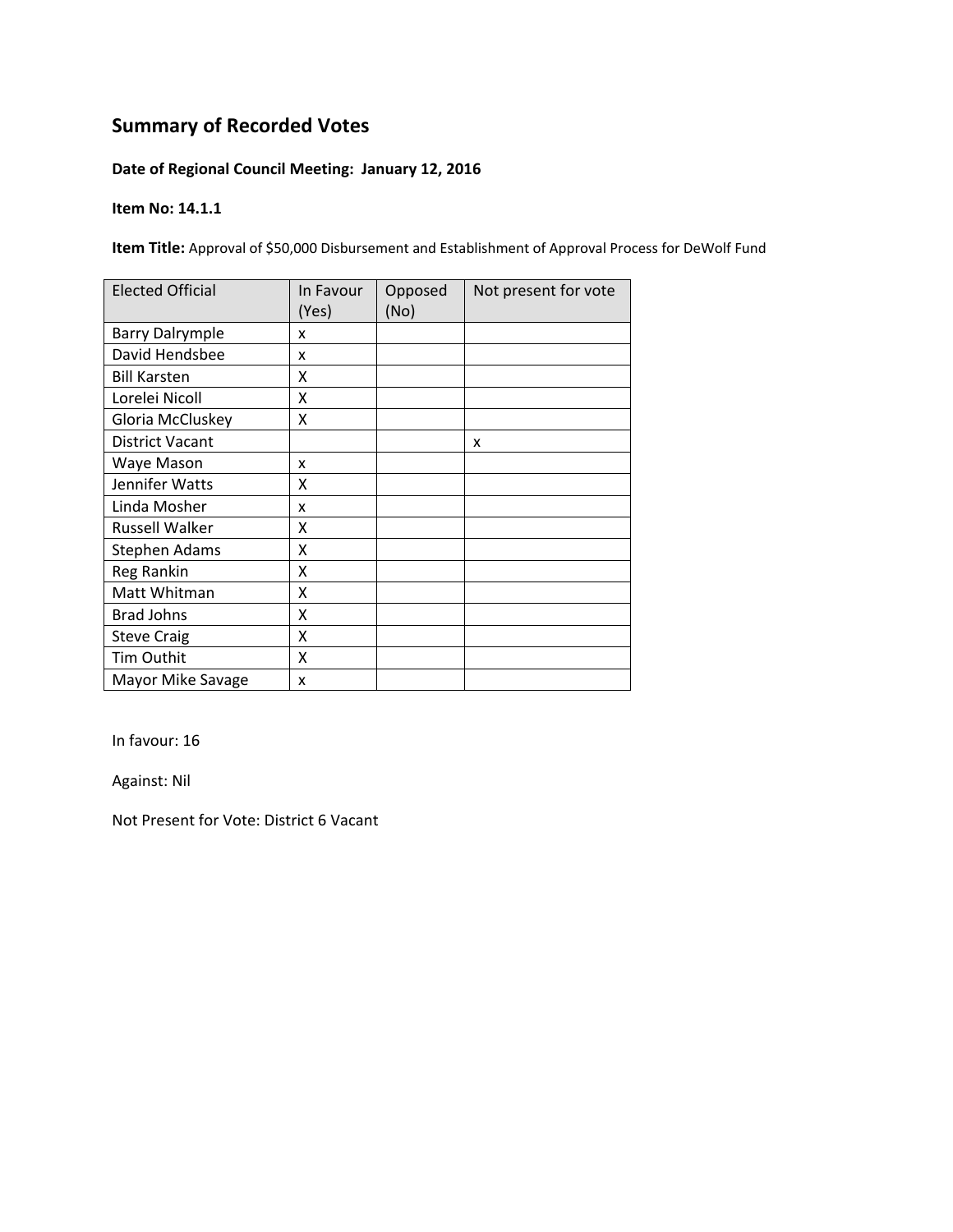## Summary of Recorded Votes

**Date of Regional Council Meeting: January 12, 2016**

**Item No: 14.1.1**

**Item Title:** Approval of $50,000 Disbursement and Establishment of Approval Process for DeWolf Fund

| Elected Official | In Favour (Yes) | Opposed (No) | Not present for vote |
|---|---|---|---|
| Barry Dalrymple | x | | |
| David Hendsbee | x | | |
| Bill Karsten | X | | |
| Lorelei Nicoll | X | | |
| Gloria McCluskey | X | | |
| District Vacant | | | x |
| Waye Mason | x | | |
| Jennifer Watts | X | | |
| Linda Mosher | x | | |
| Russell Walker | X | | |
| Stephen Adams | X | | |
| Reg Rankin | X | | |
| Matt Whitman | X | | |
| Brad Johns | X | | |
| Steve Craig | X | | |
| Tim Outhit | X | | |
| Mayor Mike Savage | x | | |

In favour: 16

Against: Nil

Not Present for Vote: District 6 Vacant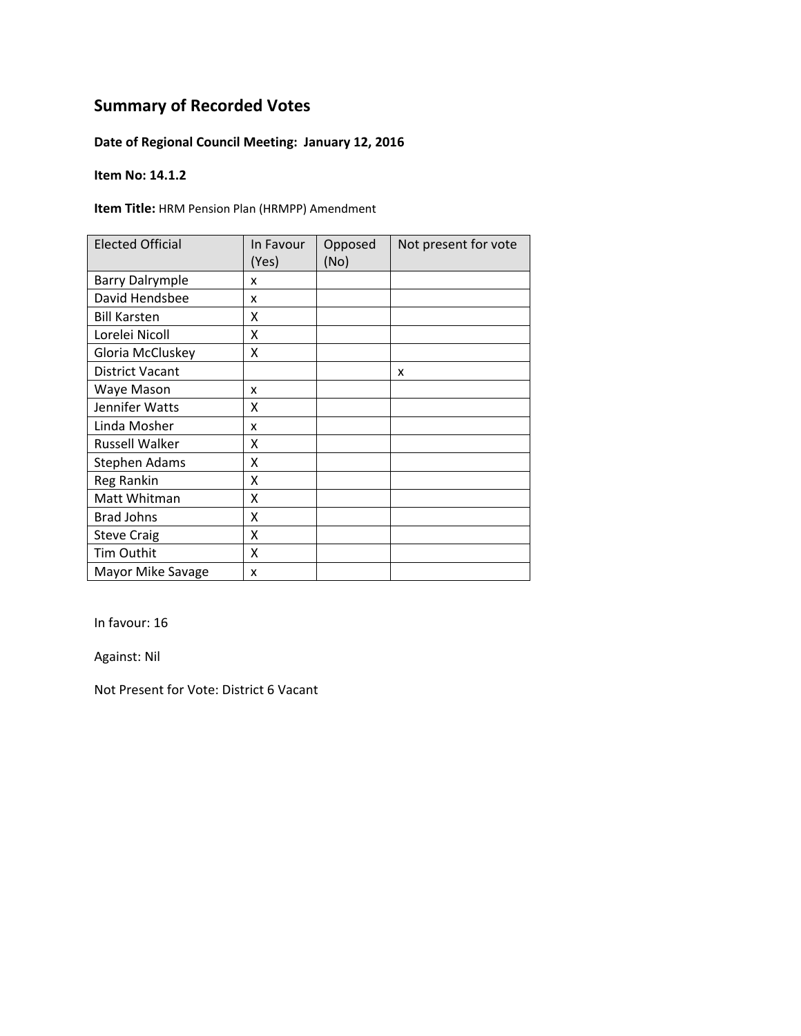## Summary of Recorded Votes

**Date of Regional Council Meeting: January 12, 2016**

**Item No: 14.1.2**

**Item Title:** HRM Pension Plan (HRMPP) Amendment

| Elected Official | In Favour (Yes) | Opposed (No) | Not present for vote |
|---|---|---|---|
| Barry Dalrymple | x | | |
| David Hendsbee | x | | |
| Bill Karsten | X | | |
| Lorelei Nicoll | X | | |
| Gloria McCluskey | X | | |
| District Vacant | | | x |
| Waye Mason | x | | |
| Jennifer Watts | X | | |
| Linda Mosher | x | | |
| Russell Walker | X | | |
| Stephen Adams | X | | |
| Reg Rankin | X | | |
| Matt Whitman | X | | |
| Brad Johns | X | | |
| Steve Craig | X | | |
| Tim Outhit | X | | |
| Mayor Mike Savage | x | | |

In favour: 16

Against: Nil

Not Present for Vote: District 6 Vacant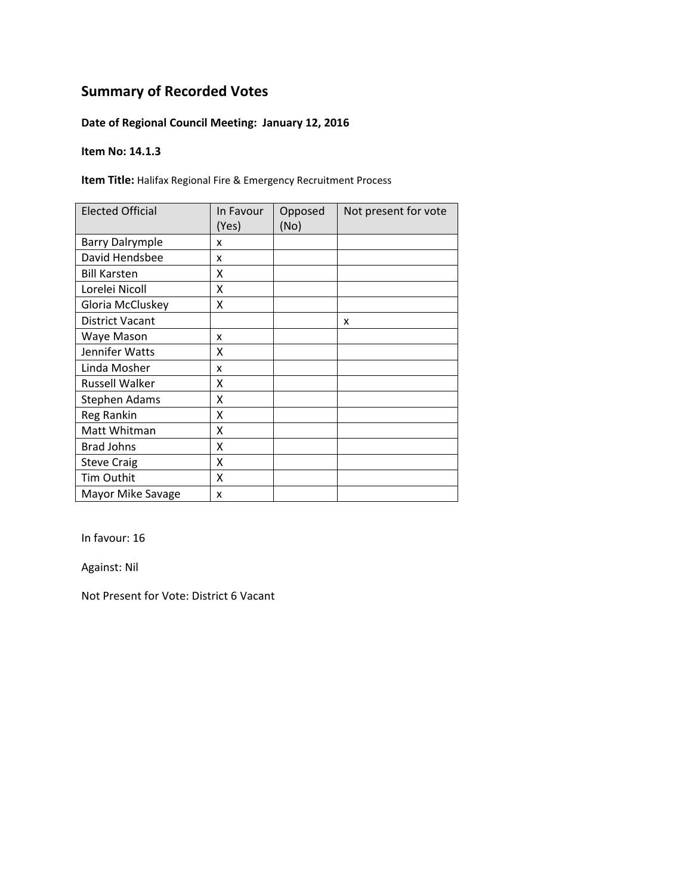## Summary of Recorded Votes

**Date of Regional Council Meeting: January 12, 2016**

**Item No: 14.1.3**

**Item Title:** Halifax Regional Fire & Emergency Recruitment Process

| Elected Official | In Favour (Yes) | Opposed (No) | Not present for vote |
|---|---|---|---|
| Barry Dalrymple | x | | |
| David Hendsbee | x | | |
| Bill Karsten | X | | |
| Lorelei Nicoll | X | | |
| Gloria McCluskey | X | | |
| District Vacant | | | x |
| Waye Mason | x | | |
| Jennifer Watts | X | | |
| Linda Mosher | x | | |
| Russell Walker | X | | |
| Stephen Adams | X | | |
| Reg Rankin | X | | |
| Matt Whitman | X | | |
| Brad Johns | X | | |
| Steve Craig | X | | |
| Tim Outhit | X | | |
| Mayor Mike Savage | x | | |

In favour: 16

Against: Nil

Not Present for Vote: District 6 Vacant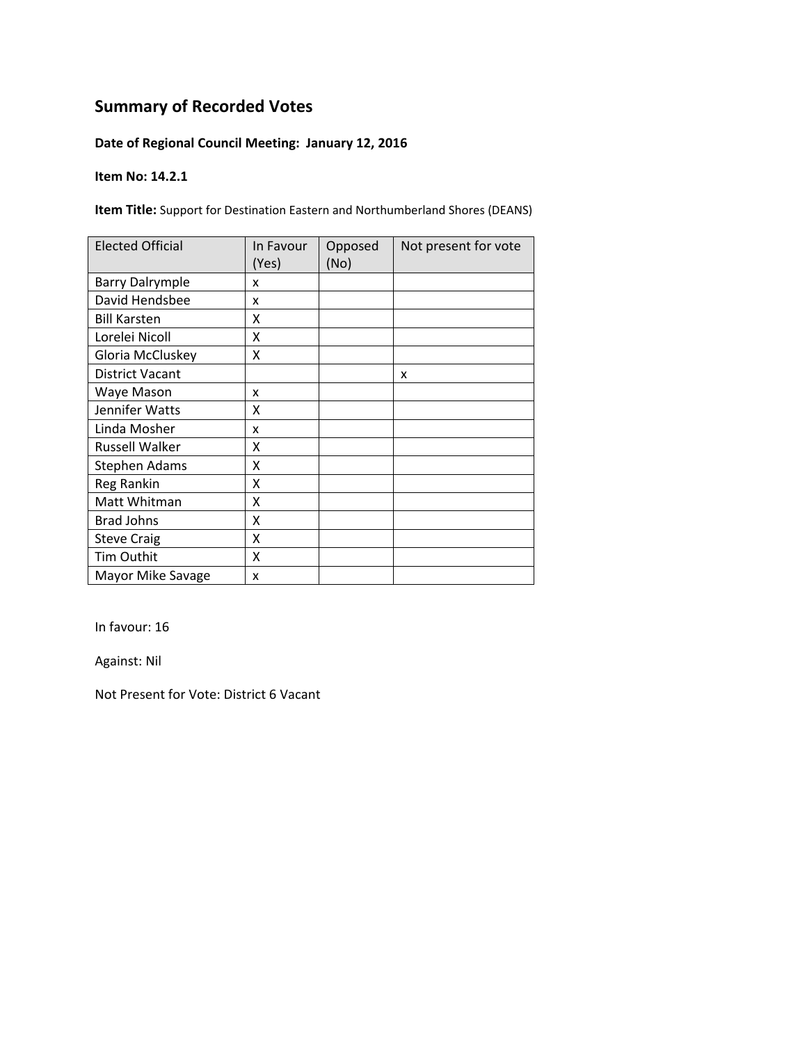## Summary of Recorded Votes

**Date of Regional Council Meeting: January 12, 2016**

**Item No: 14.2.1**

**Item Title:** Support for Destination Eastern and Northumberland Shores (DEANS)

| Elected Official | In Favour (Yes) | Opposed (No) | Not present for vote |
|---|---|---|---|
| Barry Dalrymple | x | | |
| David Hendsbee | x | | |
| Bill Karsten | X | | |
| Lorelei Nicoll | X | | |
| Gloria McCluskey | X | | |
| District Vacant | | | x |
| Waye Mason | x | | |
| Jennifer Watts | X | | |
| Linda Mosher | x | | |
| Russell Walker | X | | |
| Stephen Adams | X | | |
| Reg Rankin | X | | |
| Matt Whitman | X | | |
| Brad Johns | X | | |
| Steve Craig | X | | |
| Tim Outhit | X | | |
| Mayor Mike Savage | x | | |

In favour: 16

Against: Nil

Not Present for Vote: District 6 Vacant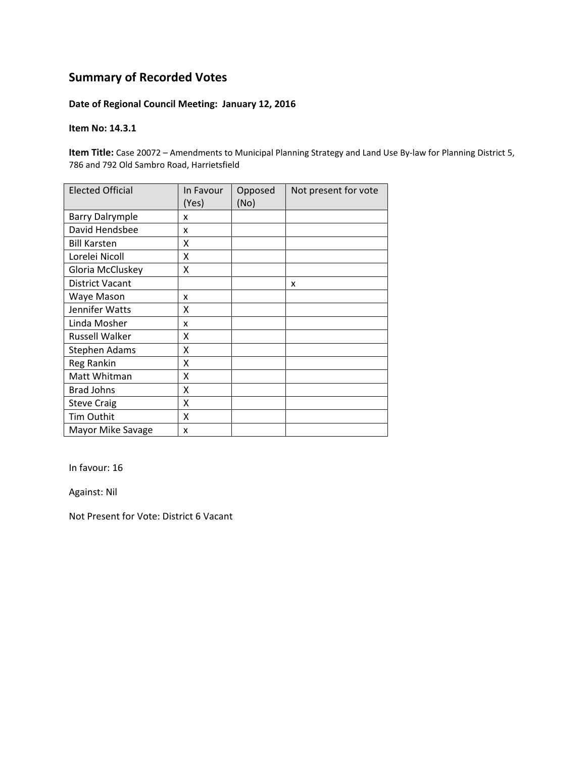## Summary of Recorded Votes

**Date of Regional Council Meeting: January 12, 2016**

**Item No: 14.3.1**

**Item Title:** Case 20072 – Amendments to Municipal Planning Strategy and Land Use By-law for Planning District 5, 786 and 792 Old Sambro Road, Harrietsfield

| Elected Official | In Favour (Yes) | Opposed (No) | Not present for vote |
|---|---|---|---|
| Barry Dalrymple | x | | |
| David Hendsbee | x | | |
| Bill Karsten | X | | |
| Lorelei Nicoll | X | | |
| Gloria McCluskey | X | | |
| District Vacant | | | x |
| Waye Mason | x | | |
| Jennifer Watts | X | | |
| Linda Mosher | x | | |
| Russell Walker | X | | |
| Stephen Adams | X | | |
| Reg Rankin | X | | |
| Matt Whitman | X | | |
| Brad Johns | X | | |
| Steve Craig | X | | |
| Tim Outhit | X | | |
| Mayor Mike Savage | x | | |

In favour: 16

Against: Nil

Not Present for Vote: District 6 Vacant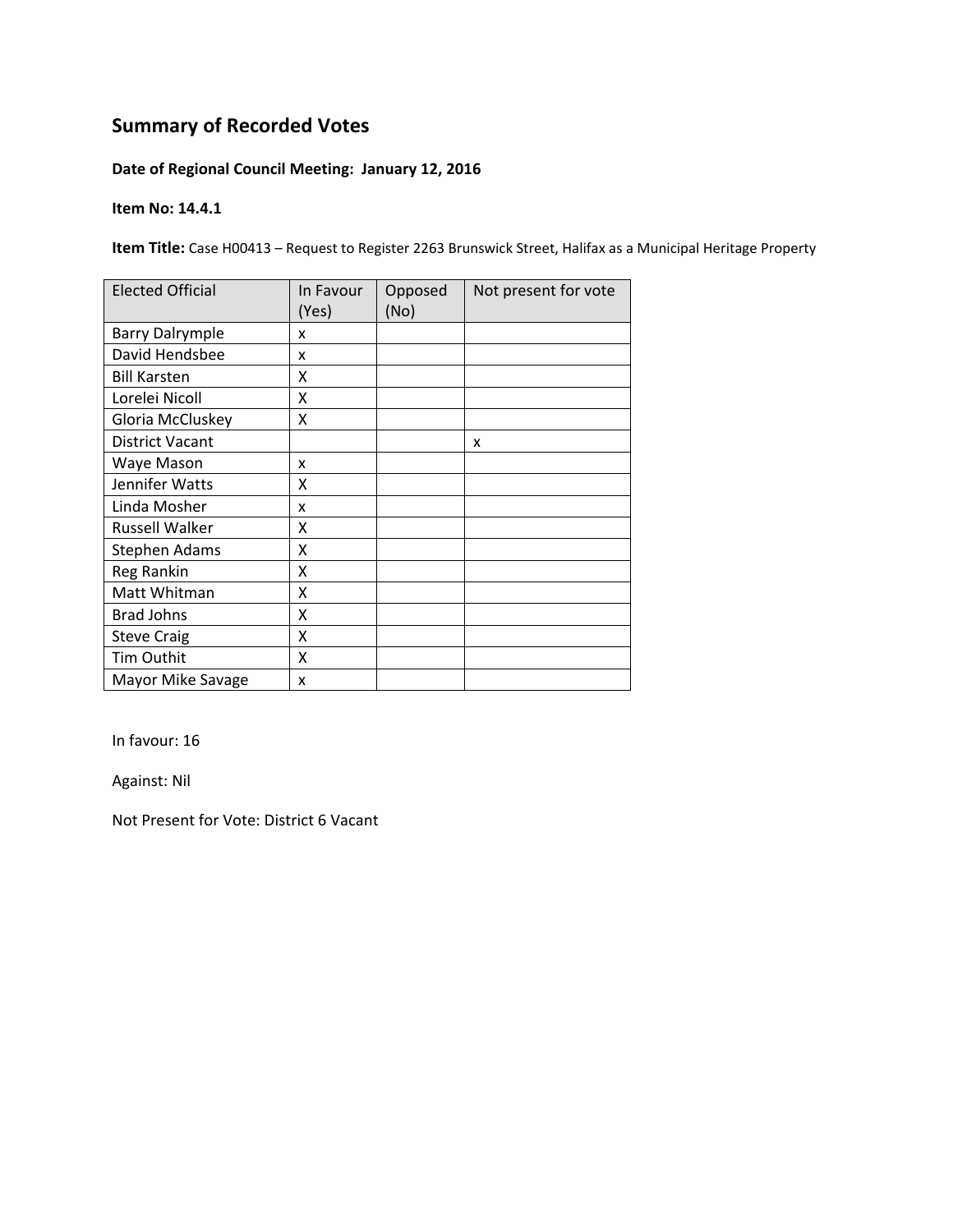# Summary of Recorded Votes

**Date of Regional Council Meeting: January 12, 2016**

**Item No: 14.4.1**

**Item Title:** Case H00413 – Request to Register 2263 Brunswick Street, Halifax as a Municipal Heritage Property

| Elected Official | In Favour (Yes) | Opposed (No) | Not present for vote |
|---|---|---|---|
| Barry Dalrymple | x | | |
| David Hendsbee | x | | |
| Bill Karsten | X | | |
| Lorelei Nicoll | X | | |
| Gloria McCluskey | X | | |
| District Vacant | | | x |
| Waye Mason | x | | |
| Jennifer Watts | X | | |
| Linda Mosher | x | | |
| Russell Walker | X | | |
| Stephen Adams | X | | |
| Reg Rankin | X | | |
| Matt Whitman | X | | |
| Brad Johns | X | | |
| Steve Craig | X | | |
| Tim Outhit | X | | |
| Mayor Mike Savage | x | | |

In favour: 16

Against: Nil

Not Present for Vote: District 6 Vacant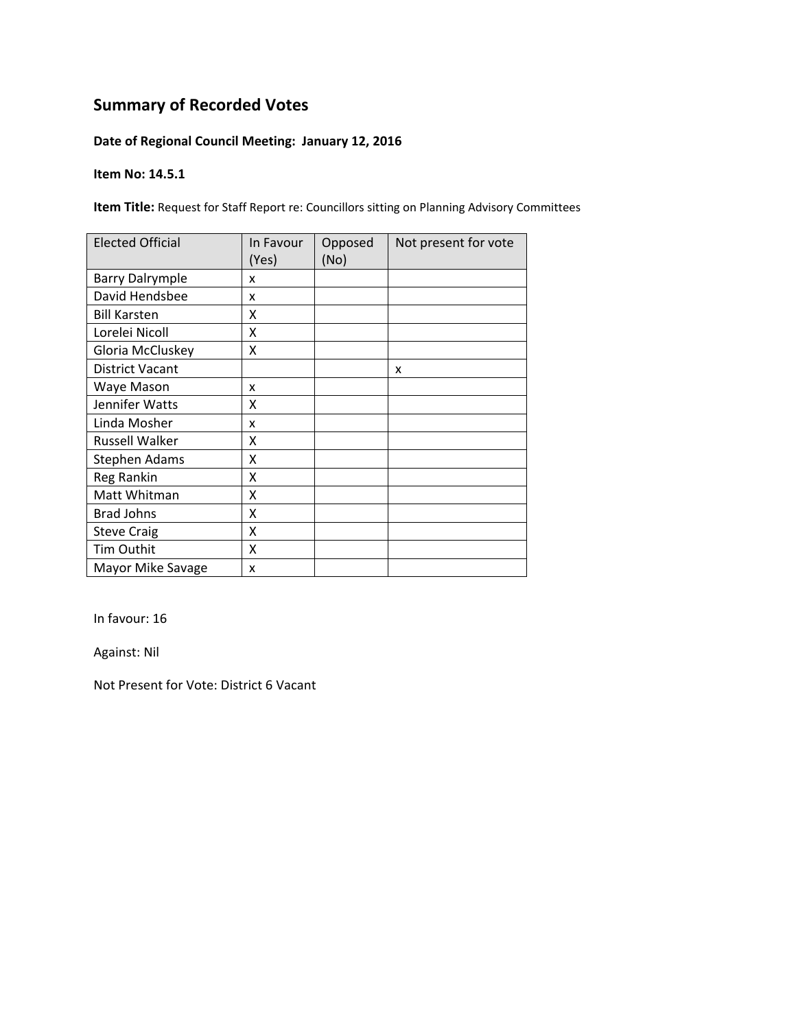## Summary of Recorded Votes

**Date of Regional Council Meeting: January 12, 2016**

**Item No: 14.5.1**

**Item Title:** Request for Staff Report re: Councillors sitting on Planning Advisory Committees

| Elected Official | In Favour (Yes) | Opposed (No) | Not present for vote |
|---|---|---|---|
| Barry Dalrymple | x | | |
| David Hendsbee | x | | |
| Bill Karsten | X | | |
| Lorelei Nicoll | X | | |
| Gloria McCluskey | X | | |
| District Vacant | | | x |
| Waye Mason | x | | |
| Jennifer Watts | X | | |
| Linda Mosher | x | | |
| Russell Walker | X | | |
| Stephen Adams | X | | |
| Reg Rankin | X | | |
| Matt Whitman | X | | |
| Brad Johns | X | | |
| Steve Craig | X | | |
| Tim Outhit | X | | |
| Mayor Mike Savage | x | | |

In favour: 16

Against: Nil

Not Present for Vote: District 6 Vacant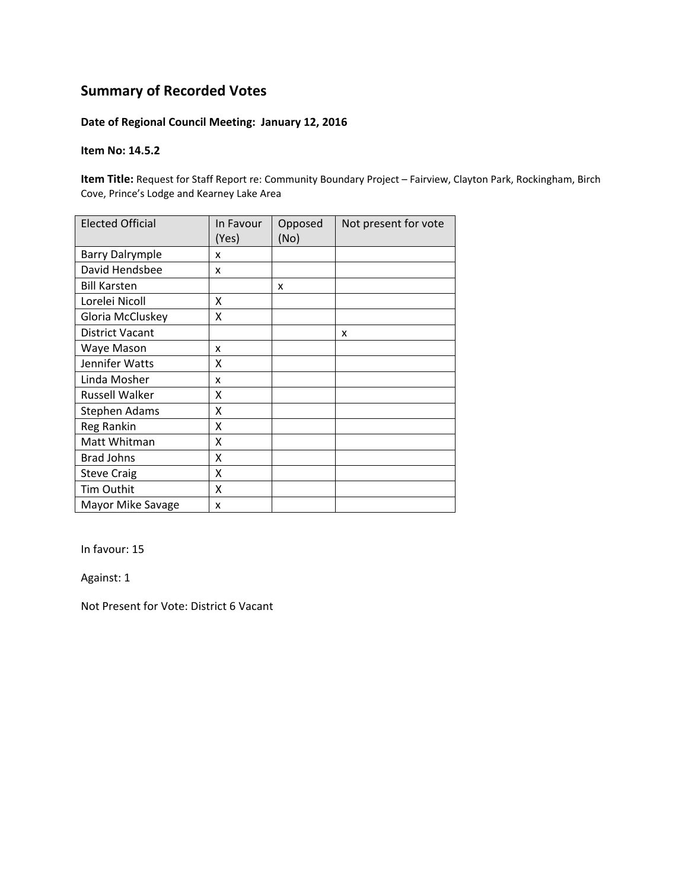## Summary of Recorded Votes

**Date of Regional Council Meeting: January 12, 2016**

**Item No: 14.5.2**

**Item Title:** Request for Staff Report re: Community Boundary Project – Fairview, Clayton Park, Rockingham, Birch Cove, Prince's Lodge and Kearney Lake Area

| Elected Official | In Favour (Yes) | Opposed (No) | Not present for vote |
|---|---|---|---|
| Barry Dalrymple | x | | |
| David Hendsbee | x | | |
| Bill Karsten | | x | |
| Lorelei Nicoll | X | | |
| Gloria McCluskey | X | | |
| District Vacant | | | x |
| Waye Mason | x | | |
| Jennifer Watts | X | | |
| Linda Mosher | x | | |
| Russell Walker | X | | |
| Stephen Adams | X | | |
| Reg Rankin | X | | |
| Matt Whitman | X | | |
| Brad Johns | X | | |
| Steve Craig | X | | |
| Tim Outhit | X | | |
| Mayor Mike Savage | x | | |

In favour: 15

Against: 1

Not Present for Vote: District 6 Vacant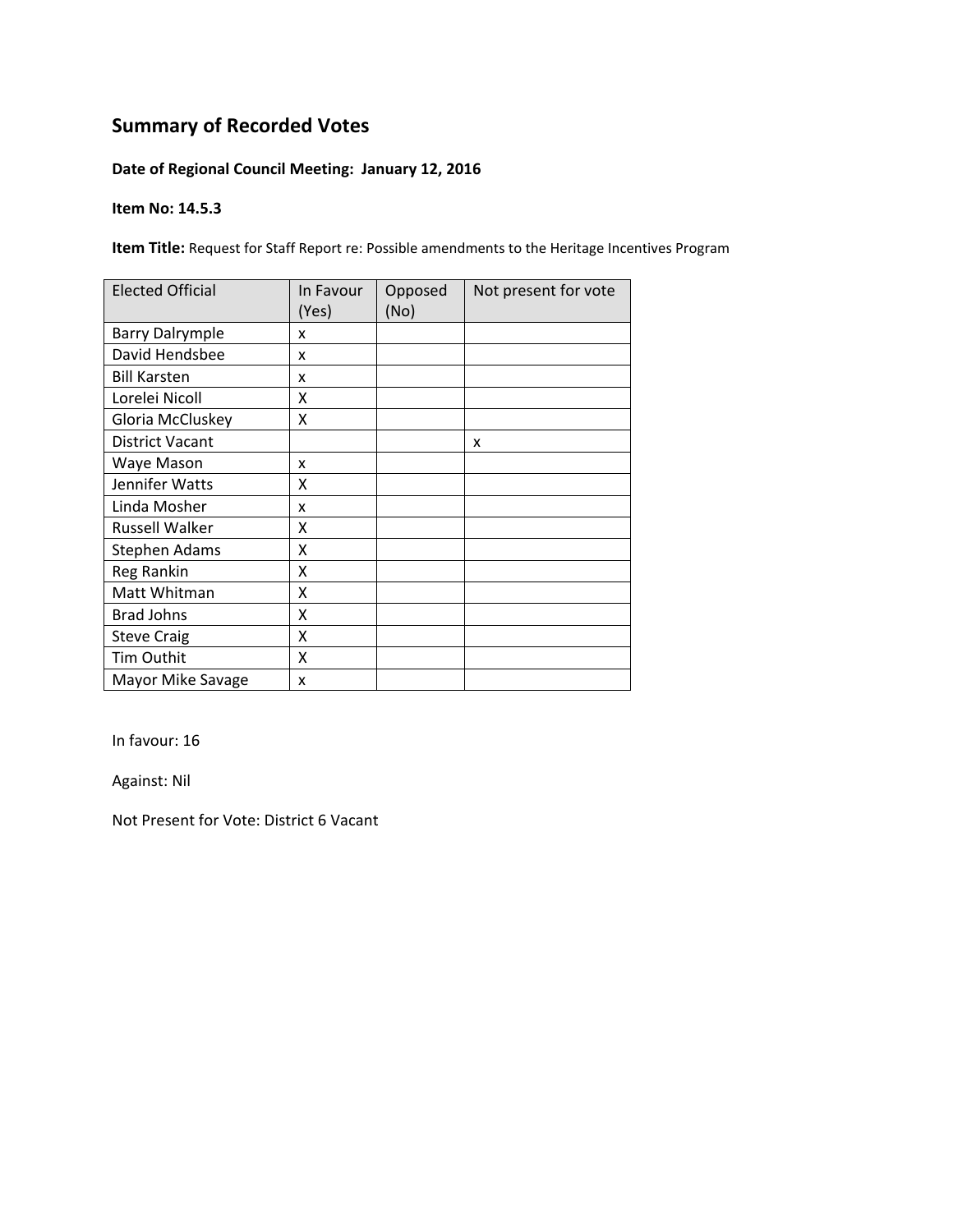## Summary of Recorded Votes

**Date of Regional Council Meeting: January 12, 2016**

**Item No: 14.5.3**

**Item Title:** Request for Staff Report re: Possible amendments to the Heritage Incentives Program

| Elected Official | In Favour (Yes) | Opposed (No) | Not present for vote |
|---|---|---|---|
| Barry Dalrymple | x | | |
| David Hendsbee | x | | |
| Bill Karsten | x | | |
| Lorelei Nicoll | X | | |
| Gloria McCluskey | X | | |
| District Vacant | | | x |
| Waye Mason | x | | |
| Jennifer Watts | X | | |
| Linda Mosher | x | | |
| Russell Walker | X | | |
| Stephen Adams | X | | |
| Reg Rankin | X | | |
| Matt Whitman | X | | |
| Brad Johns | X | | |
| Steve Craig | X | | |
| Tim Outhit | X | | |
| Mayor Mike Savage | x | | |

In favour: 16

Against: Nil

Not Present for Vote: District 6 Vacant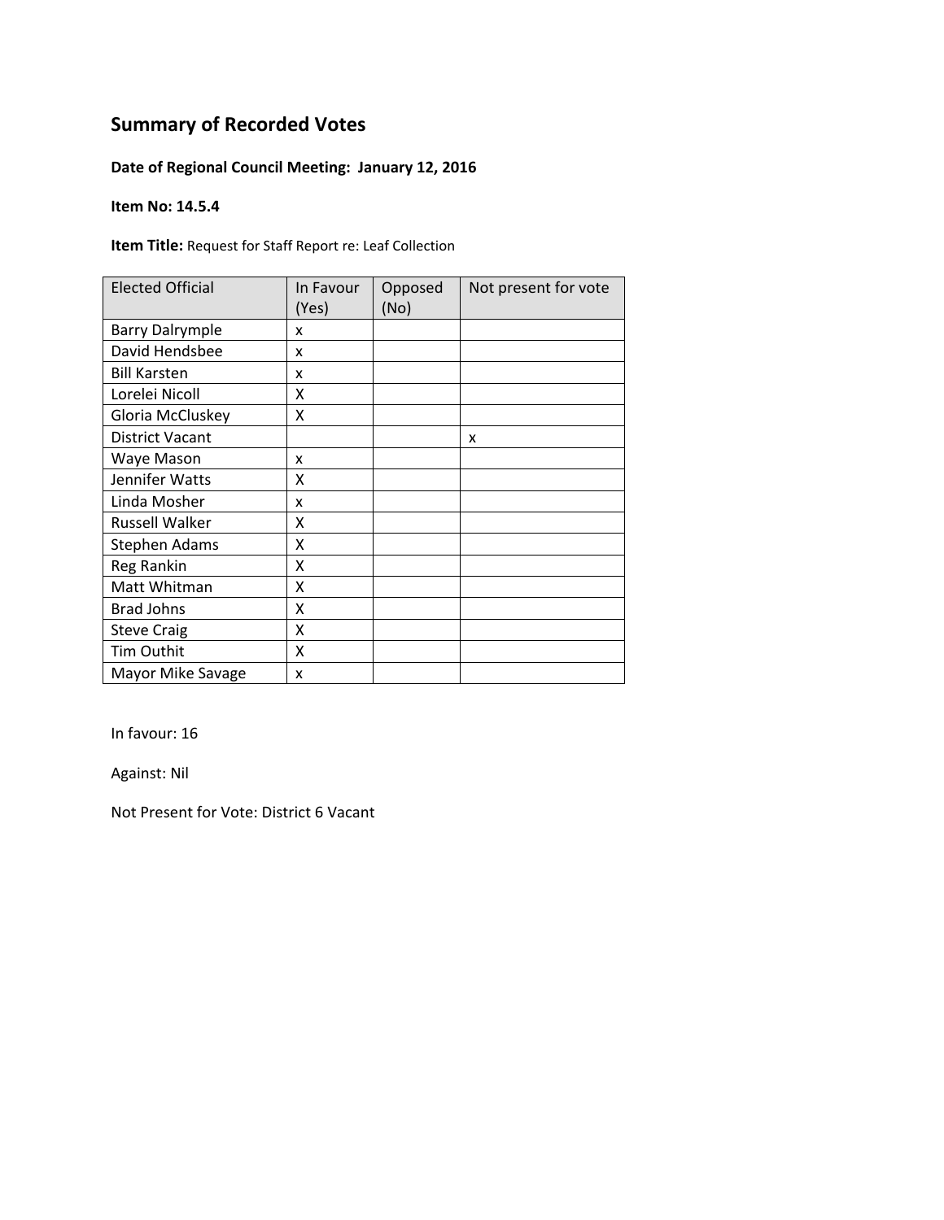## Summary of Recorded Votes

**Date of Regional Council Meeting: January 12, 2016**

**Item No: 14.5.4**

**Item Title:** Request for Staff Report re: Leaf Collection

| Elected Official | In Favour (Yes) | Opposed (No) | Not present for vote |
|---|---|---|---|
| Barry Dalrymple | x | | |
| David Hendsbee | x | | |
| Bill Karsten | x | | |
| Lorelei Nicoll | X | | |
| Gloria McCluskey | X | | |
| District Vacant | | | x |
| Waye Mason | x | | |
| Jennifer Watts | X | | |
| Linda Mosher | x | | |
| Russell Walker | X | | |
| Stephen Adams | X | | |
| Reg Rankin | X | | |
| Matt Whitman | X | | |
| Brad Johns | X | | |
| Steve Craig | X | | |
| Tim Outhit | X | | |
| Mayor Mike Savage | x | | |

In favour: 16

Against: Nil

Not Present for Vote: District 6 Vacant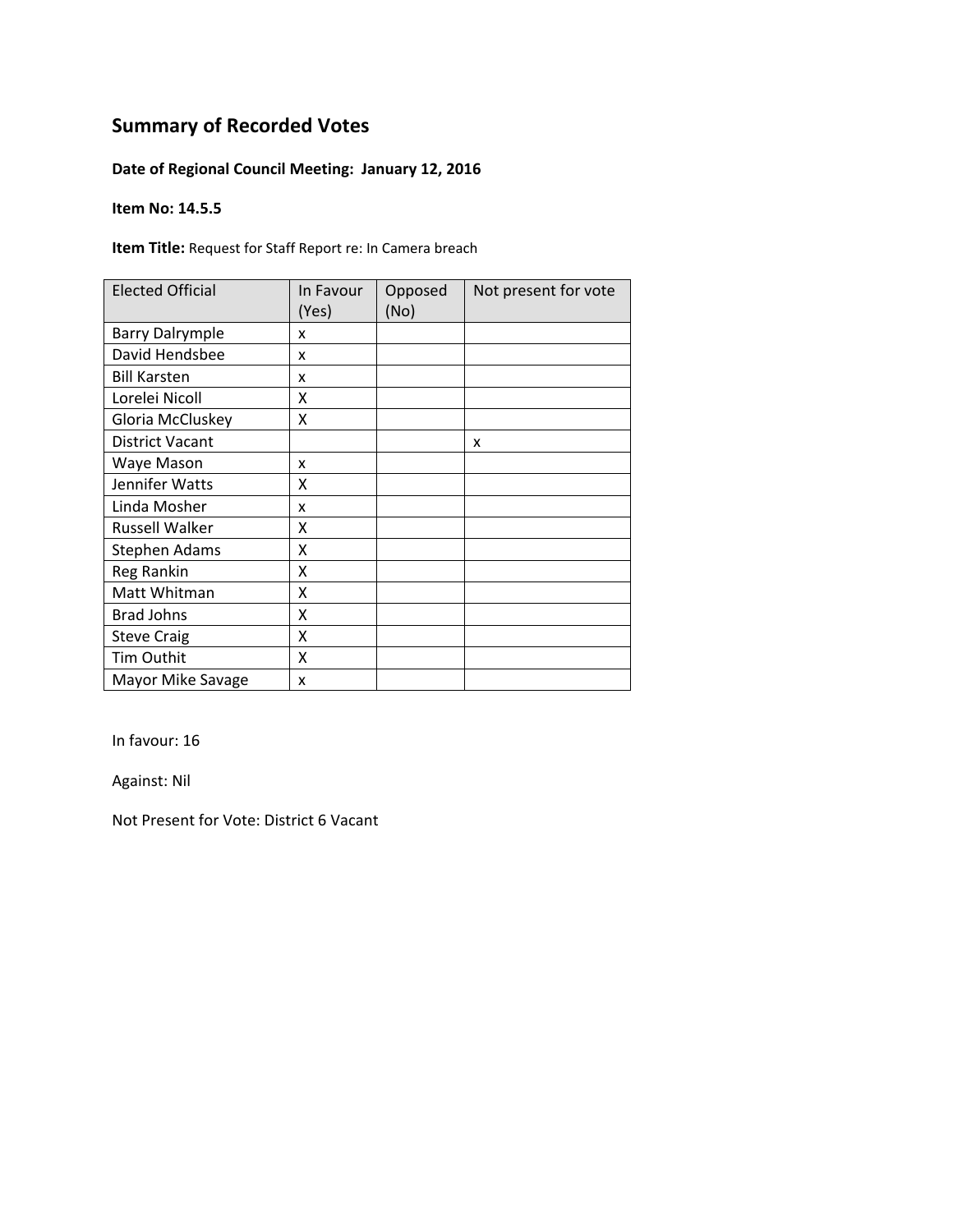## Summary of Recorded Votes

**Date of Regional Council Meeting: January 12, 2016**

**Item No: 14.5.5**

**Item Title:** Request for Staff Report re: In Camera breach

| Elected Official | In Favour (Yes) | Opposed (No) | Not present for vote |
|---|---|---|---|
| Barry Dalrymple | x | | |
| David Hendsbee | x | | |
| Bill Karsten | x | | |
| Lorelei Nicoll | X | | |
| Gloria McCluskey | X | | |
| District Vacant | | | x |
| Waye Mason | x | | |
| Jennifer Watts | X | | |
| Linda Mosher | x | | |
| Russell Walker | X | | |
| Stephen Adams | X | | |
| Reg Rankin | X | | |
| Matt Whitman | X | | |
| Brad Johns | X | | |
| Steve Craig | X | | |
| Tim Outhit | X | | |
| Mayor Mike Savage | x | | |

In favour: 16

Against: Nil

Not Present for Vote: District 6 Vacant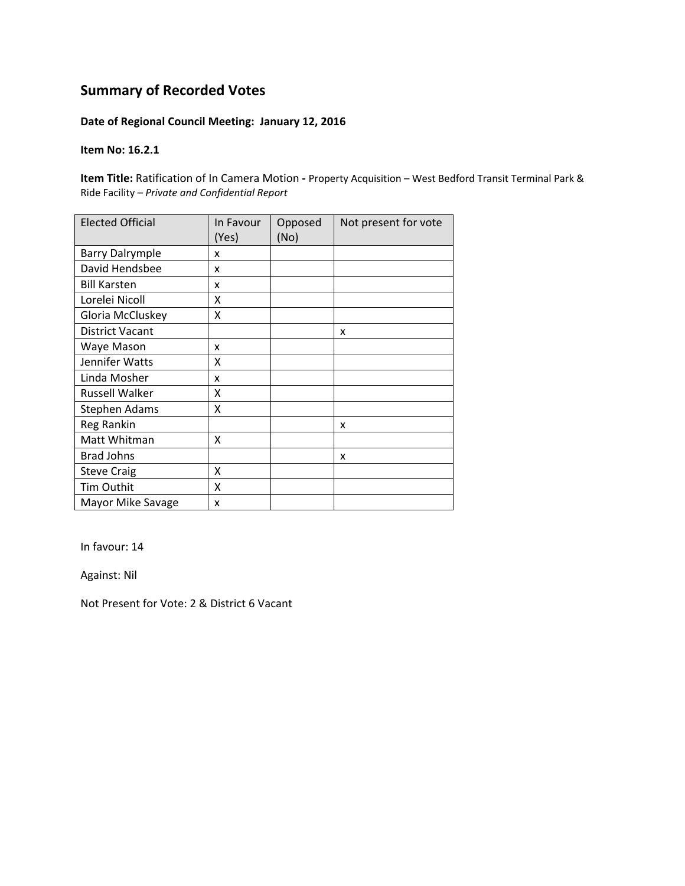# Summary of Recorded Votes

**Date of Regional Council Meeting: January 12, 2016**

**Item No: 16.2.1**

**Item Title:** Ratification of In Camera Motion **-** Property Acquisition – West Bedford Transit Terminal Park & Ride Facility – *Private and Confidential Report*

| Elected Official | In Favour (Yes) | Opposed (No) | Not present for vote |
|---|---|---|---|
| Barry Dalrymple | x | | |
| David Hendsbee | x | | |
| Bill Karsten | x | | |
| Lorelei Nicoll | X | | |
| Gloria McCluskey | X | | |
| District Vacant | | | x |
| Waye Mason | x | | |
| Jennifer Watts | X | | |
| Linda Mosher | x | | |
| Russell Walker | X | | |
| Stephen Adams | X | | |
| Reg Rankin | | | x |
| Matt Whitman | X | | |
| Brad Johns | | | x |
| Steve Craig | X | | |
| Tim Outhit | X | | |
| Mayor Mike Savage | x | | |

In favour: 14

Against: Nil

Not Present for Vote: 2 & District 6 Vacant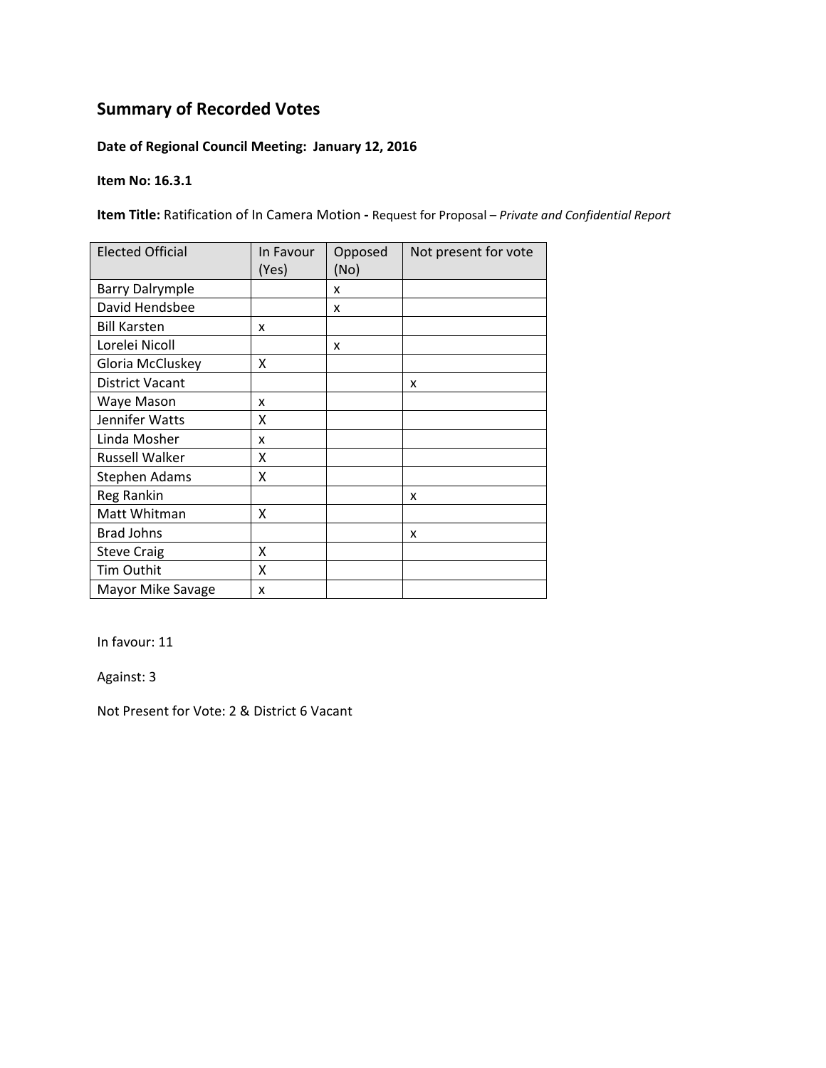# Summary of Recorded Votes

**Date of Regional Council Meeting: January 12, 2016**

**Item No: 16.3.1**

**Item Title:** Ratification of In Camera Motion **-** Request for Proposal – *Private and Confidential Report*

| Elected Official | In Favour (Yes) | Opposed (No) | Not present for vote |
|---|---|---|---|
| Barry Dalrymple | | x | |
| David Hendsbee | | x | |
| Bill Karsten | x | | |
| Lorelei Nicoll | | x | |
| Gloria McCluskey | X | | |
| District Vacant | | | x |
| Waye Mason | x | | |
| Jennifer Watts | X | | |
| Linda Mosher | x | | |
| Russell Walker | X | | |
| Stephen Adams | X | | |
| Reg Rankin | | | x |
| Matt Whitman | X | | |
| Brad Johns | | | x |
| Steve Craig | X | | |
| Tim Outhit | X | | |
| Mayor Mike Savage | x | | |

In favour: 11

Against: 3

Not Present for Vote: 2 & District 6 Vacant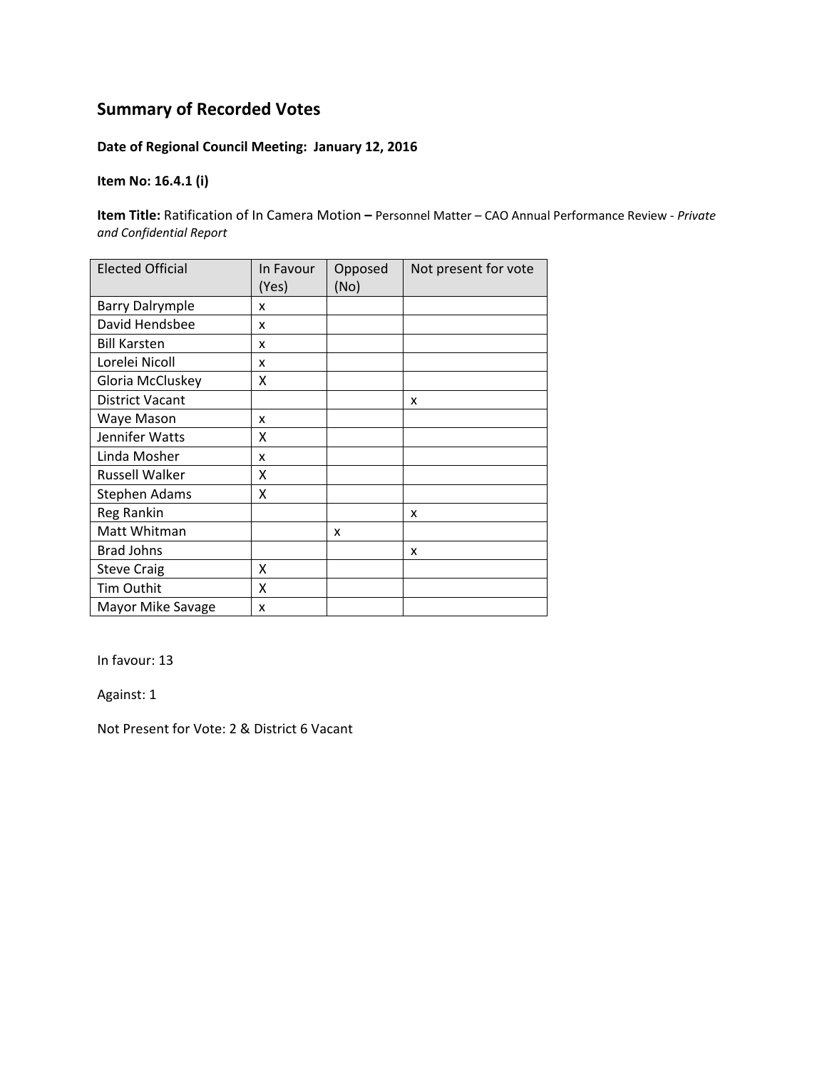## Summary of Recorded Votes

**Date of Regional Council Meeting: January 12, 2016**

**Item No: 16.4.1 (i)**

**Item Title:** Ratification of In Camera Motion **–** Personnel Matter – CAO Annual Performance Review - *Private and Confidential Report*

| Elected Official | In Favour (Yes) | Opposed (No) | Not present for vote |
|---|---|---|---|
| Barry Dalrymple | x | | |
| David Hendsbee | x | | |
| Bill Karsten | x | | |
| Lorelei Nicoll | x | | |
| Gloria McCluskey | X | | |
| District Vacant | | | x |
| Waye Mason | x | | |
| Jennifer Watts | X | | |
| Linda Mosher | x | | |
| Russell Walker | X | | |
| Stephen Adams | X | | |
| Reg Rankin | | | x |
| Matt Whitman | | x | |
| Brad Johns | | | x |
| Steve Craig | X | | |
| Tim Outhit | X | | |
| Mayor Mike Savage | x | | |

In favour: 13

Against: 1

Not Present for Vote: 2 & District 6 Vacant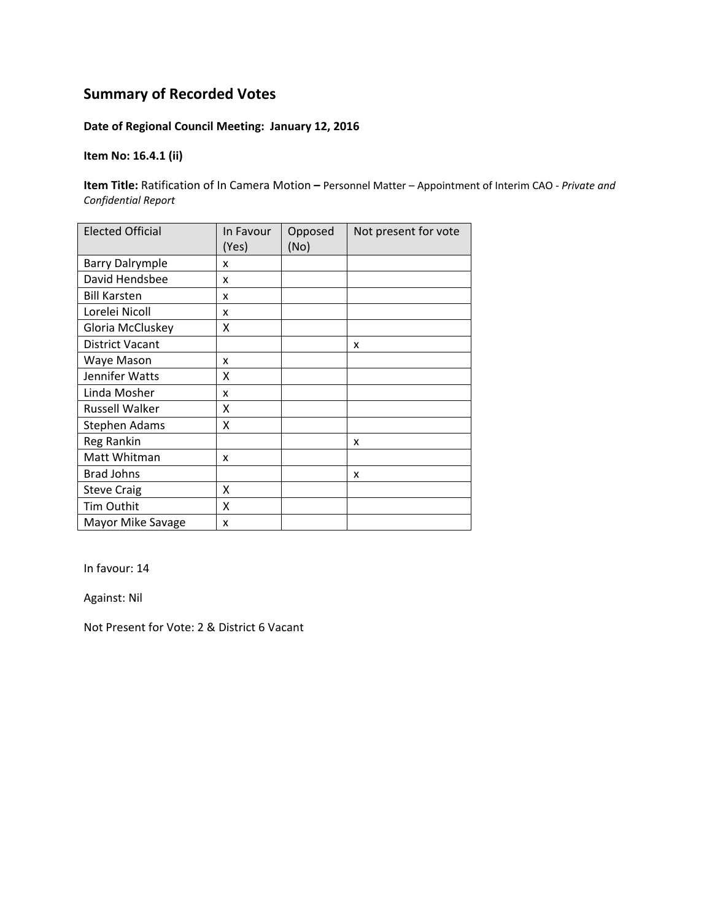## Summary of Recorded Votes

**Date of Regional Council Meeting: January 12, 2016**

**Item No: 16.4.1 (ii)**

**Item Title:** Ratification of In Camera Motion **–** Personnel Matter – Appointment of Interim CAO - *Private and Confidential Report*

| Elected Official | In Favour (Yes) | Opposed (No) | Not present for vote |
|---|---|---|---|
| Barry Dalrymple | x | | |
| David Hendsbee | x | | |
| Bill Karsten | x | | |
| Lorelei Nicoll | x | | |
| Gloria McCluskey | X | | |
| District Vacant | | | x |
| Waye Mason | x | | |
| Jennifer Watts | X | | |
| Linda Mosher | x | | |
| Russell Walker | X | | |
| Stephen Adams | X | | |
| Reg Rankin | | | x |
| Matt Whitman | x | | |
| Brad Johns | | | x |
| Steve Craig | X | | |
| Tim Outhit | X | | |
| Mayor Mike Savage | x | | |

In favour: 14

Against: Nil

Not Present for Vote: 2 & District 6 Vacant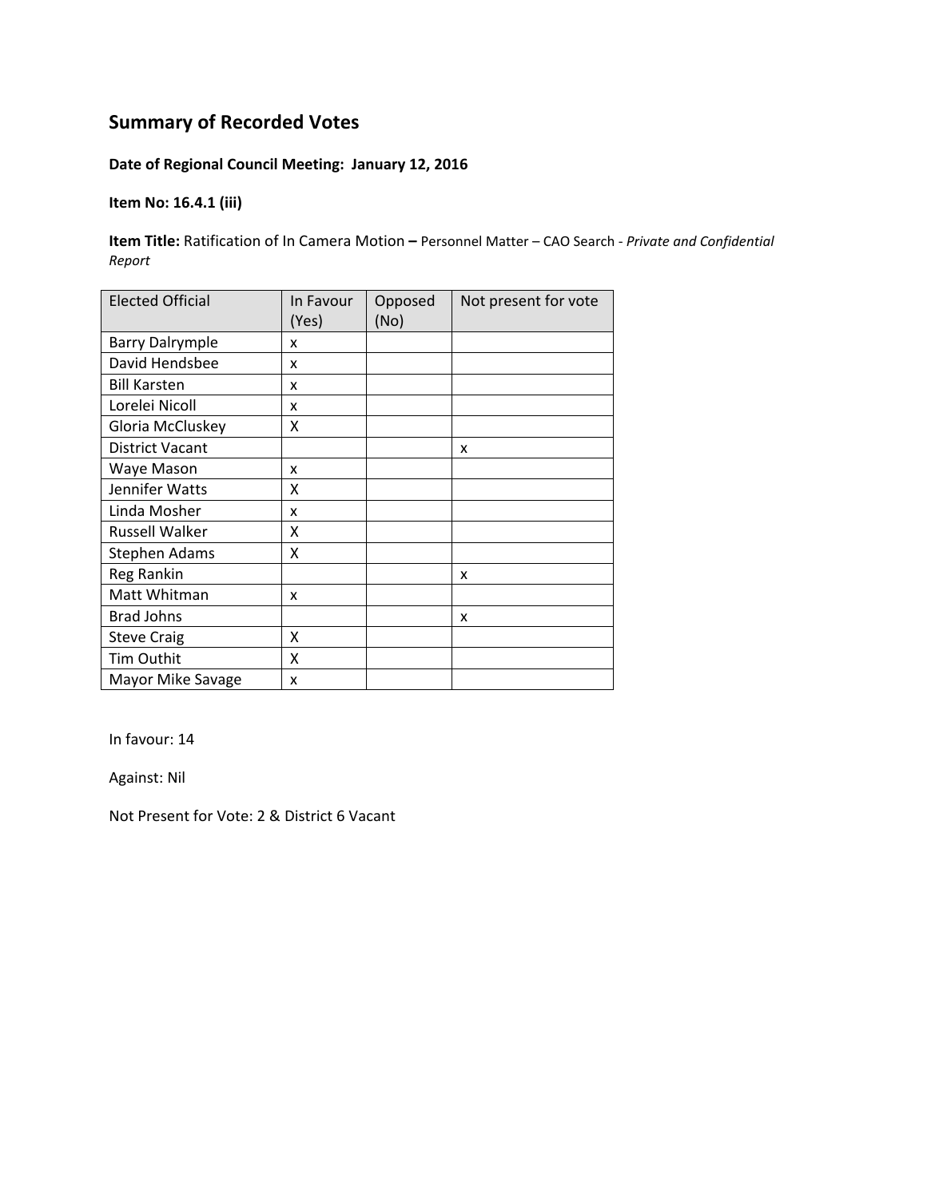## Summary of Recorded Votes

**Date of Regional Council Meeting: January 12, 2016**

**Item No: 16.4.1 (iii)**

**Item Title:** Ratification of In Camera Motion **–** Personnel Matter – CAO Search - *Private and Confidential Report*

| Elected Official | In Favour (Yes) | Opposed (No) | Not present for vote |
|---|---|---|---|
| Barry Dalrymple | x | | |
| David Hendsbee | x | | |
| Bill Karsten | x | | |
| Lorelei Nicoll | x | | |
| Gloria McCluskey | X | | |
| District Vacant | | | x |
| Waye Mason | x | | |
| Jennifer Watts | X | | |
| Linda Mosher | x | | |
| Russell Walker | X | | |
| Stephen Adams | X | | |
| Reg Rankin | | | x |
| Matt Whitman | x | | |
| Brad Johns | | | x |
| Steve Craig | X | | |
| Tim Outhit | X | | |
| Mayor Mike Savage | x | | |

In favour: 14

Against: Nil

Not Present for Vote: 2 & District 6 Vacant